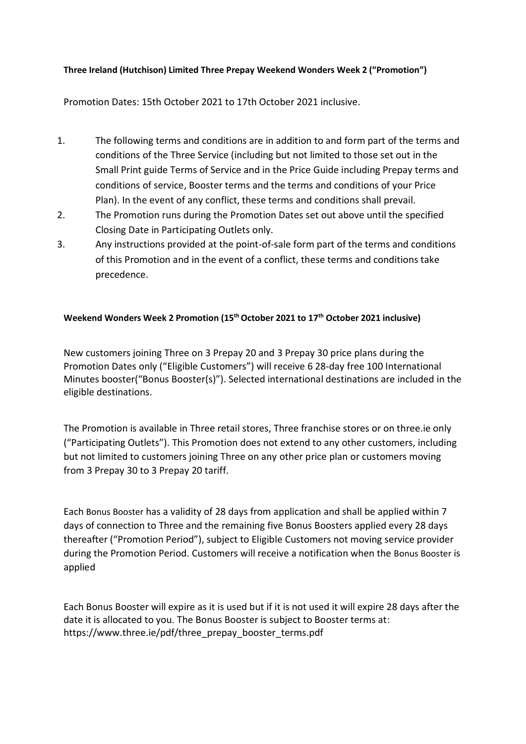**Three Ireland (Hutchison) Limited Three Prepay Weekend Wonders Week 2 ("Promotion")**

Promotion Dates: 15th October 2021 to 17th October 2021 inclusive.

1. The following terms and conditions are in addition to and form part of the terms and conditions of the Three Service (including but not limited to those set out in the Small Print guide Terms of Service and in the Price Guide including Prepay terms and conditions of service, Booster terms and the terms and conditions of your Price Plan). In the event of any conflict, these terms and conditions shall prevail.
2. The Promotion runs during the Promotion Dates set out above until the specified Closing Date in Participating Outlets only.
3. Any instructions provided at the point-of-sale form part of the terms and conditions of this Promotion and in the event of a conflict, these terms and conditions take precedence.

**Weekend Wonders Week 2 Promotion (15th October 2021 to 17th October 2021 inclusive)**

New customers joining Three on 3 Prepay 20 and 3 Prepay 30 price plans during the Promotion Dates only ("Eligible Customers") will receive 6 28-day free 100 International Minutes booster("Bonus Booster(s)"). Selected international destinations are included in the eligible destinations.

The Promotion is available in Three retail stores, Three franchise stores or on three.ie only ("Participating Outlets"). This Promotion does not extend to any other customers, including but not limited to customers joining Three on any other price plan or customers moving from 3 Prepay 30 to 3 Prepay 20 tariff.

Each Bonus Booster has a validity of 28 days from application and shall be applied within 7 days of connection to Three and the remaining five Bonus Boosters applied every 28 days thereafter ("Promotion Period"), subject to Eligible Customers not moving service provider during the Promotion Period. Customers will receive a notification when the Bonus Booster is applied

Each Bonus Booster will expire as it is used but if it is not used it will expire 28 days after the date it is allocated to you. The Bonus Booster is subject to Booster terms at: https://www.three.ie/pdf/three_prepay_booster_terms.pdf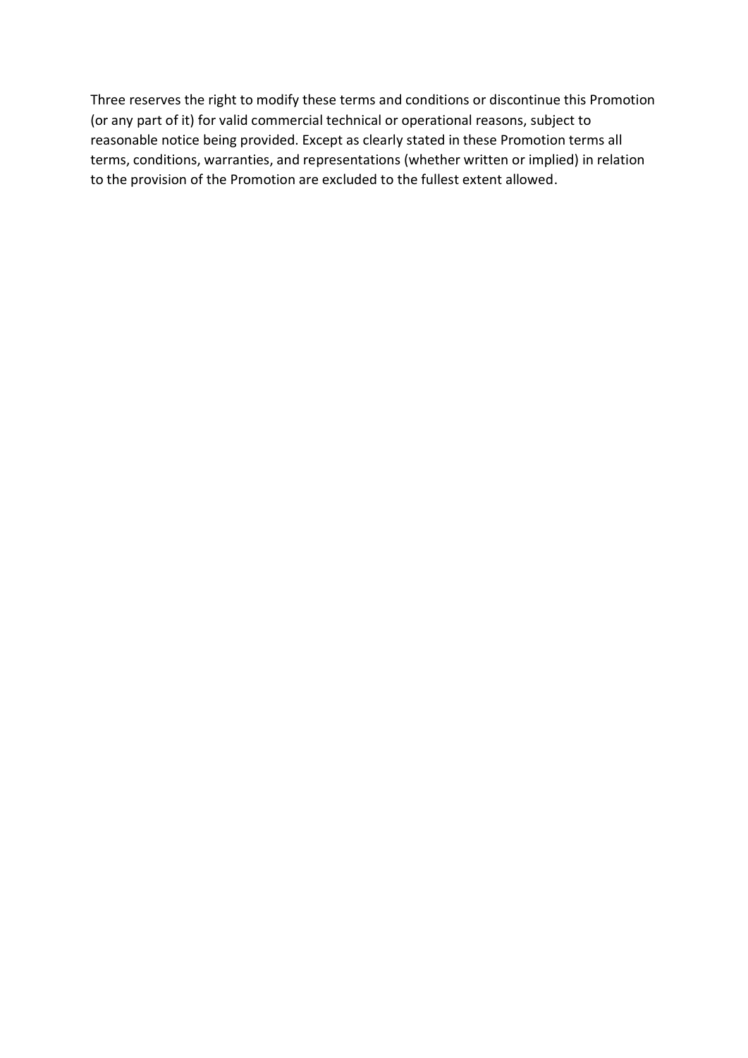Three reserves the right to modify these terms and conditions or discontinue this Promotion (or any part of it) for valid commercial technical or operational reasons, subject to reasonable notice being provided. Except as clearly stated in these Promotion terms all terms, conditions, warranties, and representations (whether written or implied) in relation to the provision of the Promotion are excluded to the fullest extent allowed.